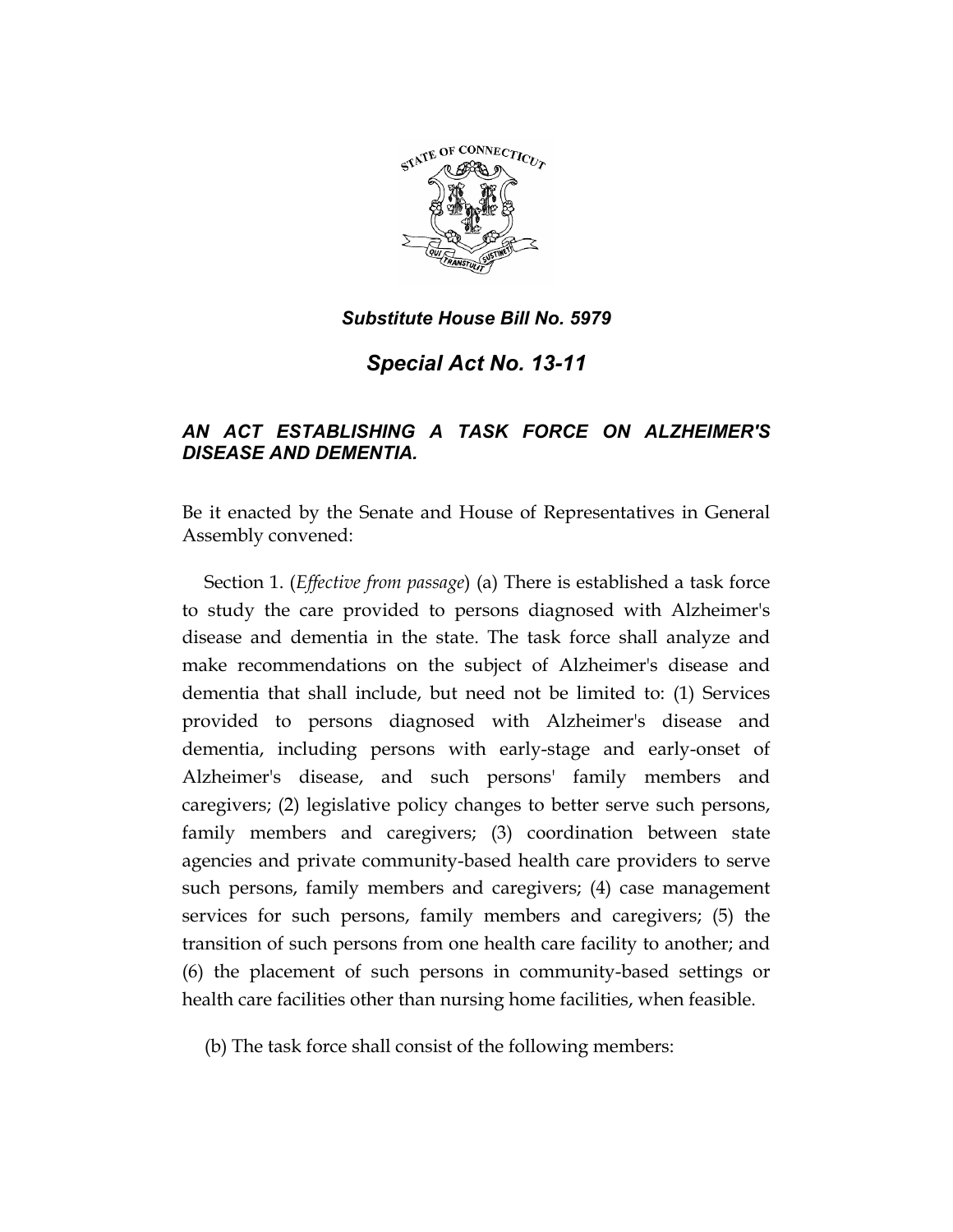*Substitute House Bill No. 5979*

# *Special Act No. 13-11*

## *AN ACT ESTABLISHING A TASK FORCE ON ALZHEIMER'S DISEASE AND DEMENTIA.*

Be it enacted by the Senate and House of Representatives in General Assembly convened:

Section 1. (*Effective from passage*) (a) There is established a task force to study the care provided to persons diagnosed with Alzheimer's disease and dementia in the state. The task force shall analyze and make recommendations on the subject of Alzheimer's disease and dementia that shall include, but need not be limited to: (1) Services provided to persons diagnosed with Alzheimer's disease and dementia, including persons with early-stage and early-onset of Alzheimer's disease, and such persons' family members and caregivers; (2) legislative policy changes to better serve such persons, family members and caregivers; (3) coordination between state agencies and private community-based health care providers to serve such persons, family members and caregivers; (4) case management services for such persons, family members and caregivers; (5) the transition of such persons from one health care facility to another; and (6) the placement of such persons in community-based settings or health care facilities other than nursing home facilities, when feasible.

(b) The task force shall consist of the following members: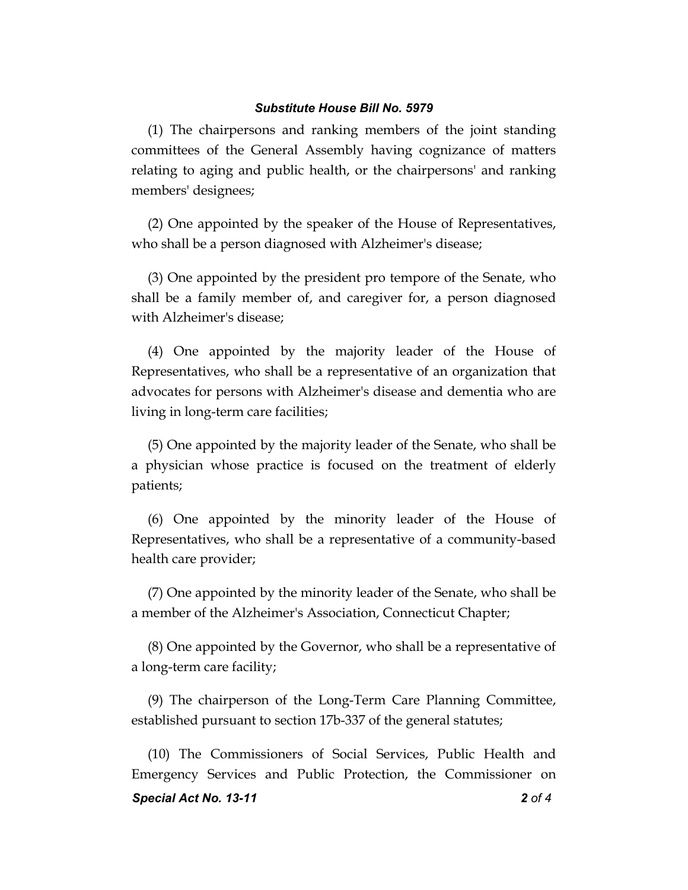(1) The chairpersons and ranking members of the joint standing committees of the General Assembly having cognizance of matters relating to aging and public health, or the chairpersons' and ranking members' designees;

(2) One appointed by the speaker of the House of Representatives, who shall be a person diagnosed with Alzheimer's disease;

(3) One appointed by the president pro tempore of the Senate, who shall be a family member of, and caregiver for, a person diagnosed with Alzheimer's disease;

(4) One appointed by the majority leader of the House of Representatives, who shall be a representative of an organization that advocates for persons with Alzheimer's disease and dementia who are living in long-term care facilities;

(5) One appointed by the majority leader of the Senate, who shall be a physician whose practice is focused on the treatment of elderly patients;

(6) One appointed by the minority leader of the House of Representatives, who shall be a representative of a community-based health care provider;

(7) One appointed by the minority leader of the Senate, who shall be a member of the Alzheimer's Association, Connecticut Chapter;

(8) One appointed by the Governor, who shall be a representative of a long-term care facility;

(9) The chairperson of the Long-Term Care Planning Committee, established pursuant to section 17b-337 of the general statutes;

(10) The Commissioners of Social Services, Public Health and Emergency Services and Public Protection, the Commissioner on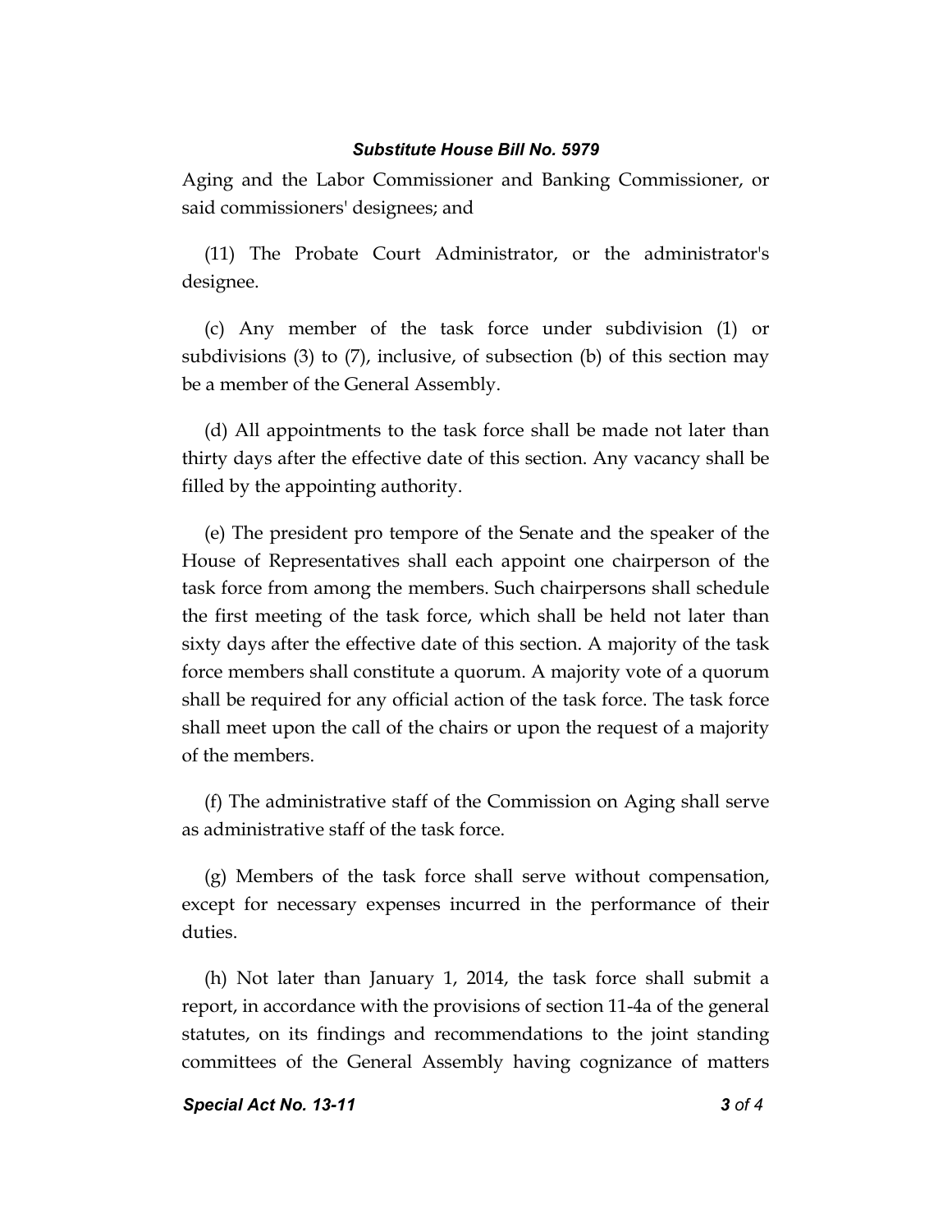Aging and the Labor Commissioner and Banking Commissioner, or said commissioners' designees; and

(11) The Probate Court Administrator, or the administrator's designee.

(c) Any member of the task force under subdivision (1) or subdivisions (3) to (7), inclusive, of subsection (b) of this section may be a member of the General Assembly.

(d) All appointments to the task force shall be made not later than thirty days after the effective date of this section. Any vacancy shall be filled by the appointing authority.

(e) The president pro tempore of the Senate and the speaker of the House of Representatives shall each appoint one chairperson of the task force from among the members. Such chairpersons shall schedule the first meeting of the task force, which shall be held not later than sixty days after the effective date of this section. A majority of the task force members shall constitute a quorum. A majority vote of a quorum shall be required for any official action of the task force. The task force shall meet upon the call of the chairs or upon the request of a majority of the members.

(f) The administrative staff of the Commission on Aging shall serve as administrative staff of the task force.

(g) Members of the task force shall serve without compensation, except for necessary expenses incurred in the performance of their duties.

(h) Not later than January 1, 2014, the task force shall submit a report, in accordance with the provisions of section 11-4a of the general statutes, on its findings and recommendations to the joint standing committees of the General Assembly having cognizance of matters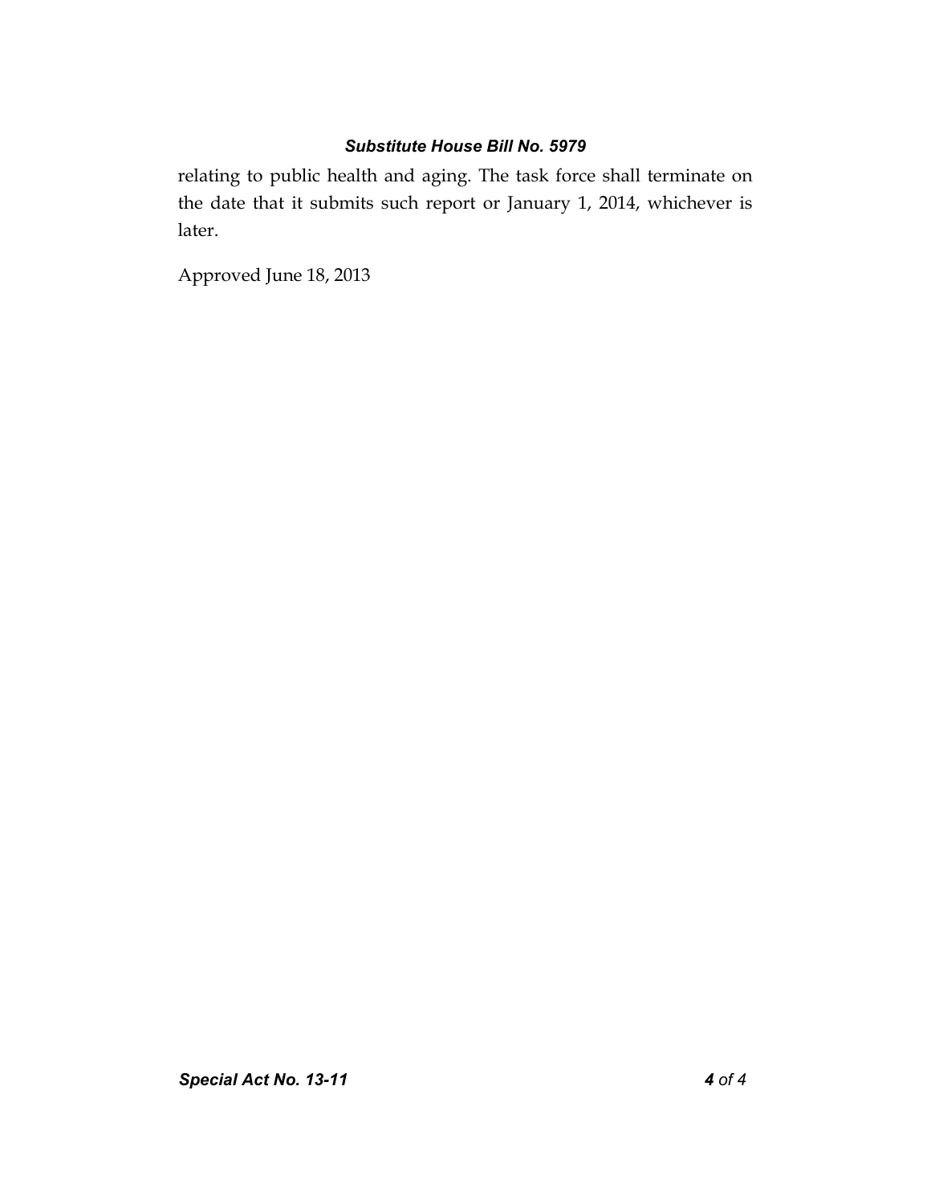relating to public health and aging. The task force shall terminate on the date that it submits such report or January 1, 2014, whichever is later.

Approved June 18, 2013